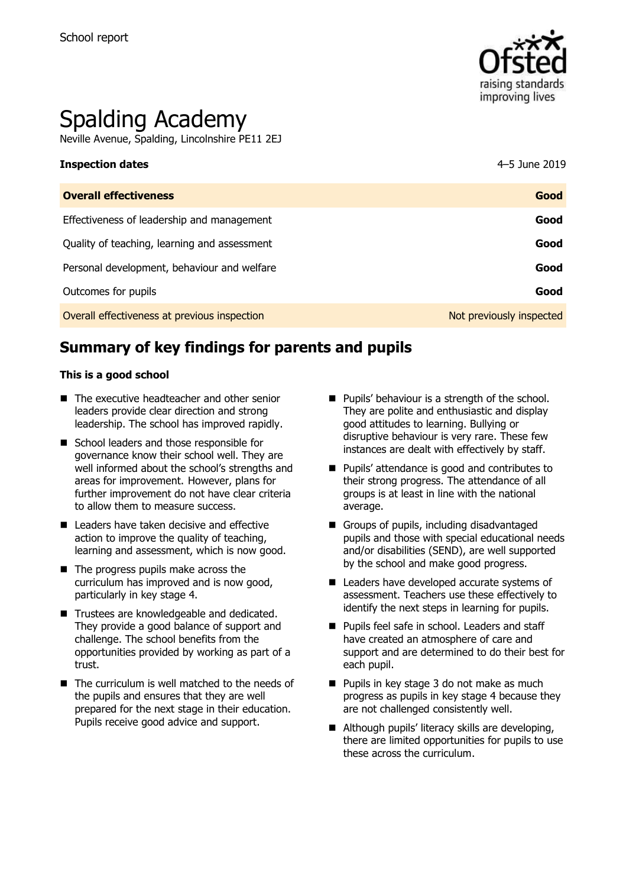School report

# Spalding Academy

Neville Avenue, Spalding, Lincolnshire PE11 2EJ

| **Inspection dates** | 4–5 June 2019 |
| --- | --- |
| **Overall effectiveness** | **Good** |
| Effectiveness of leadership and management | **Good** |
| Quality of teaching, learning and assessment | **Good** |
| Personal development, behaviour and welfare | **Good** |
| Outcomes for pupils | **Good** |
| Overall effectiveness at previous inspection | Not previously inspected |

## Summary of key findings for parents and pupils

**This is a good school**

- The executive headteacher and other senior leaders provide clear direction and strong leadership. The school has improved rapidly.
- School leaders and those responsible for governance know their school well. They are well informed about the school's strengths and areas for improvement. However, plans for further improvement do not have clear criteria to allow them to measure success.
- Leaders have taken decisive and effective action to improve the quality of teaching, learning and assessment, which is now good.
- The progress pupils make across the curriculum has improved and is now good, particularly in key stage 4.
- Trustees are knowledgeable and dedicated. They provide a good balance of support and challenge. The school benefits from the opportunities provided by working as part of a trust.
- The curriculum is well matched to the needs of the pupils and ensures that they are well prepared for the next stage in their education. Pupils receive good advice and support.
- Pupils' behaviour is a strength of the school. They are polite and enthusiastic and display good attitudes to learning. Bullying or disruptive behaviour is very rare. These few instances are dealt with effectively by staff.
- Pupils' attendance is good and contributes to their strong progress. The attendance of all groups is at least in line with the national average.
- Groups of pupils, including disadvantaged pupils and those with special educational needs and/or disabilities (SEND), are well supported by the school and make good progress.
- Leaders have developed accurate systems of assessment. Teachers use these effectively to identify the next steps in learning for pupils.
- Pupils feel safe in school. Leaders and staff have created an atmosphere of care and support and are determined to do their best for each pupil.
- Pupils in key stage 3 do not make as much progress as pupils in key stage 4 because they are not challenged consistently well.
- Although pupils' literacy skills are developing, there are limited opportunities for pupils to use these across the curriculum.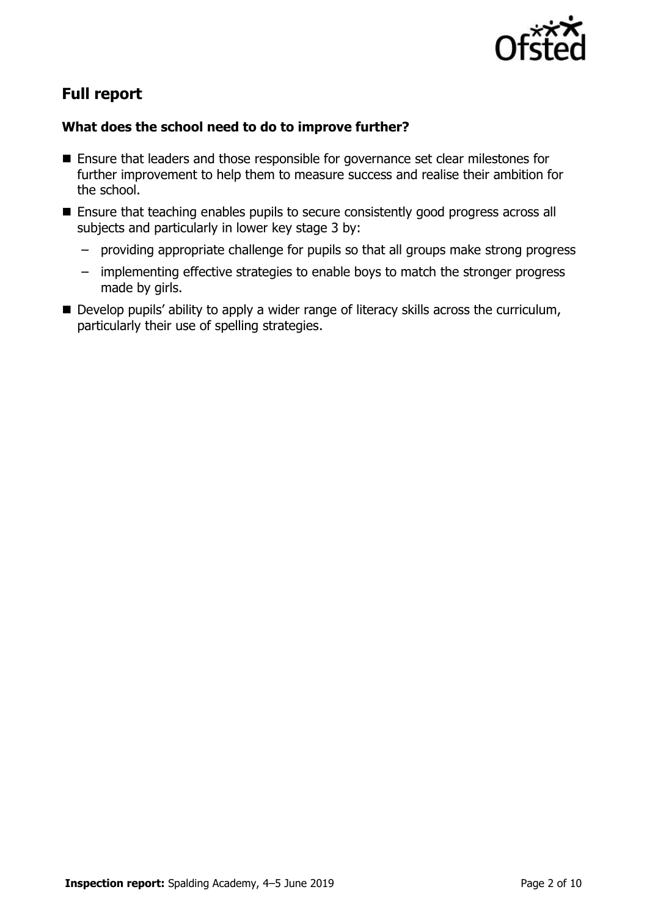## Full report

### What does the school need to do to improve further?

- Ensure that leaders and those responsible for governance set clear milestones for further improvement to help them to measure success and realise their ambition for the school.
- Ensure that teaching enables pupils to secure consistently good progress across all subjects and particularly in lower key stage 3 by:
  - providing appropriate challenge for pupils so that all groups make strong progress
  - implementing effective strategies to enable boys to match the stronger progress made by girls.
- Develop pupils' ability to apply a wider range of literacy skills across the curriculum, particularly their use of spelling strategies.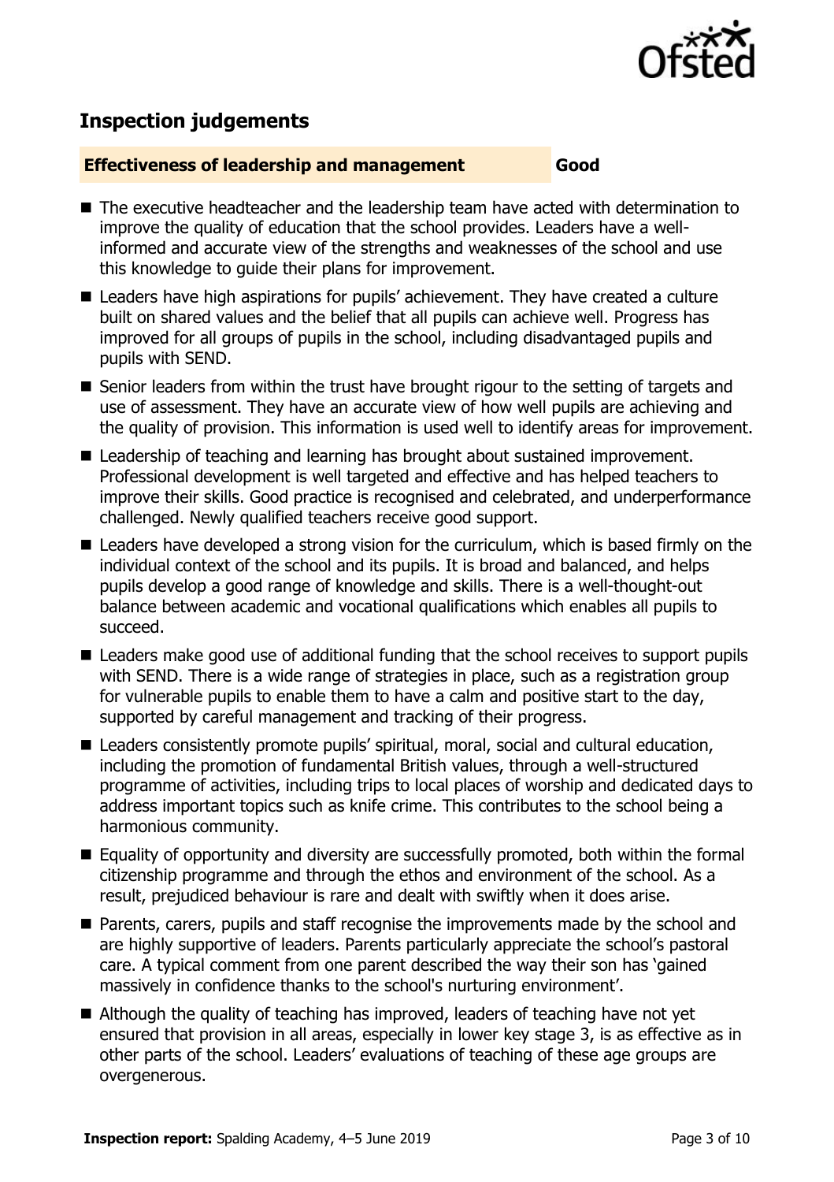## Inspection judgements

| **Effectiveness of leadership and management** | **Good** |
| --- | --- |

- The executive headteacher and the leadership team have acted with determination to improve the quality of education that the school provides. Leaders have a well-informed and accurate view of the strengths and weaknesses of the school and use this knowledge to guide their plans for improvement.
- Leaders have high aspirations for pupils' achievement. They have created a culture built on shared values and the belief that all pupils can achieve well. Progress has improved for all groups of pupils in the school, including disadvantaged pupils and pupils with SEND.
- Senior leaders from within the trust have brought rigour to the setting of targets and use of assessment. They have an accurate view of how well pupils are achieving and the quality of provision. This information is used well to identify areas for improvement.
- Leadership of teaching and learning has brought about sustained improvement. Professional development is well targeted and effective and has helped teachers to improve their skills. Good practice is recognised and celebrated, and underperformance challenged. Newly qualified teachers receive good support.
- Leaders have developed a strong vision for the curriculum, which is based firmly on the individual context of the school and its pupils. It is broad and balanced, and helps pupils develop a good range of knowledge and skills. There is a well-thought-out balance between academic and vocational qualifications which enables all pupils to succeed.
- Leaders make good use of additional funding that the school receives to support pupils with SEND. There is a wide range of strategies in place, such as a registration group for vulnerable pupils to enable them to have a calm and positive start to the day, supported by careful management and tracking of their progress.
- Leaders consistently promote pupils' spiritual, moral, social and cultural education, including the promotion of fundamental British values, through a well-structured programme of activities, including trips to local places of worship and dedicated days to address important topics such as knife crime. This contributes to the school being a harmonious community.
- Equality of opportunity and diversity are successfully promoted, both within the formal citizenship programme and through the ethos and environment of the school. As a result, prejudiced behaviour is rare and dealt with swiftly when it does arise.
- Parents, carers, pupils and staff recognise the improvements made by the school and are highly supportive of leaders. Parents particularly appreciate the school's pastoral care. A typical comment from one parent described the way their son has 'gained massively in confidence thanks to the school's nurturing environment'.
- Although the quality of teaching has improved, leaders of teaching have not yet ensured that provision in all areas, especially in lower key stage 3, is as effective as in other parts of the school. Leaders' evaluations of teaching of these age groups are overgenerous.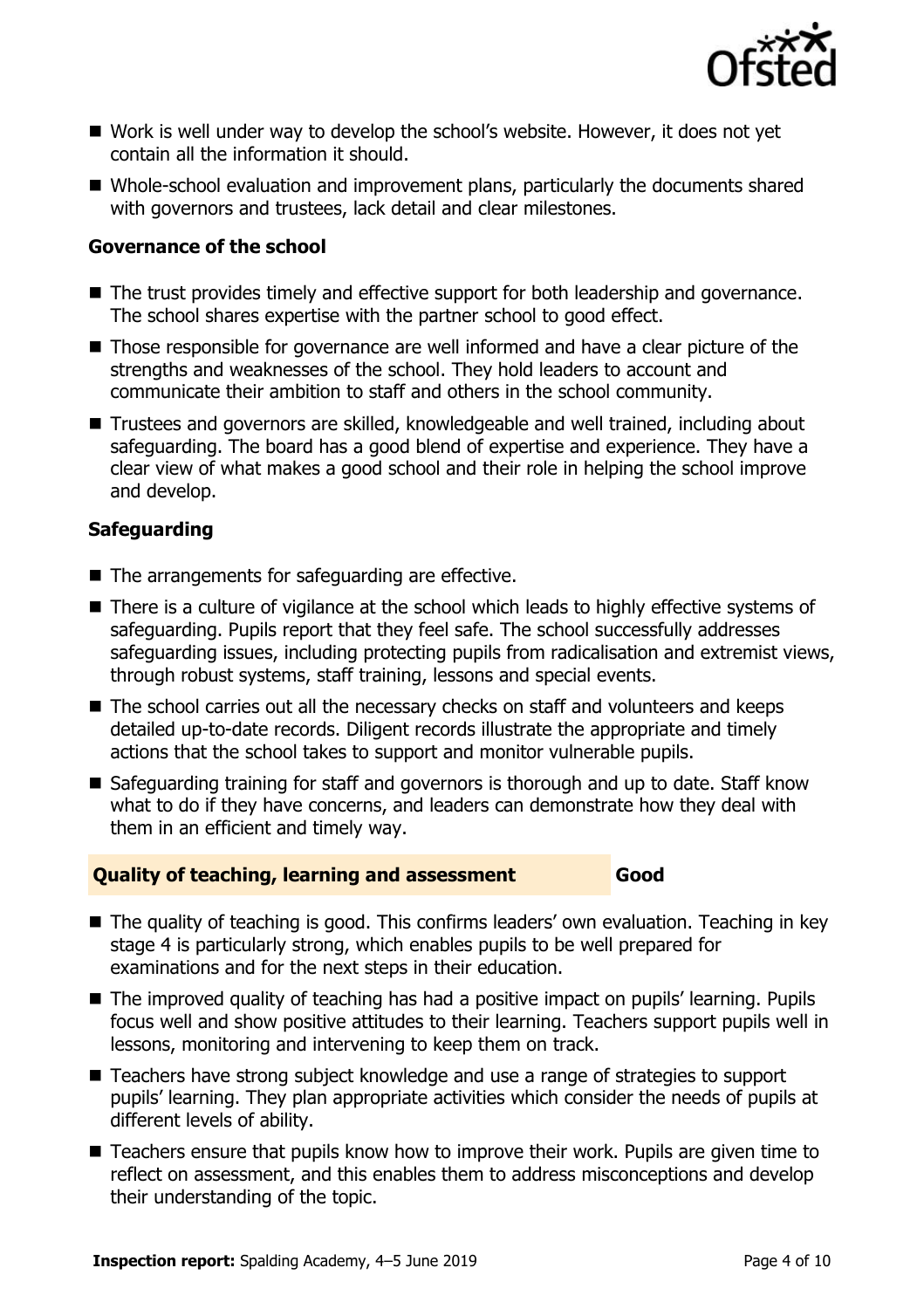- Work is well under way to develop the school's website. However, it does not yet contain all the information it should.
- Whole-school evaluation and improvement plans, particularly the documents shared with governors and trustees, lack detail and clear milestones.

### Governance of the school

- The trust provides timely and effective support for both leadership and governance. The school shares expertise with the partner school to good effect.
- Those responsible for governance are well informed and have a clear picture of the strengths and weaknesses of the school. They hold leaders to account and communicate their ambition to staff and others in the school community.
- Trustees and governors are skilled, knowledgeable and well trained, including about safeguarding. The board has a good blend of expertise and experience. They have a clear view of what makes a good school and their role in helping the school improve and develop.

### Safeguarding

- The arrangements for safeguarding are effective.
- There is a culture of vigilance at the school which leads to highly effective systems of safeguarding. Pupils report that they feel safe. The school successfully addresses safeguarding issues, including protecting pupils from radicalisation and extremist views, through robust systems, staff training, lessons and special events.
- The school carries out all the necessary checks on staff and volunteers and keeps detailed up-to-date records. Diligent records illustrate the appropriate and timely actions that the school takes to support and monitor vulnerable pupils.
- Safeguarding training for staff and governors is thorough and up to date. Staff know what to do if they have concerns, and leaders can demonstrate how they deal with them in an efficient and timely way.

## Quality of teaching, learning and assessment — Good

- The quality of teaching is good. This confirms leaders' own evaluation. Teaching in key stage 4 is particularly strong, which enables pupils to be well prepared for examinations and for the next steps in their education.
- The improved quality of teaching has had a positive impact on pupils' learning. Pupils focus well and show positive attitudes to their learning. Teachers support pupils well in lessons, monitoring and intervening to keep them on track.
- Teachers have strong subject knowledge and use a range of strategies to support pupils' learning. They plan appropriate activities which consider the needs of pupils at different levels of ability.
- Teachers ensure that pupils know how to improve their work. Pupils are given time to reflect on assessment, and this enables them to address misconceptions and develop their understanding of the topic.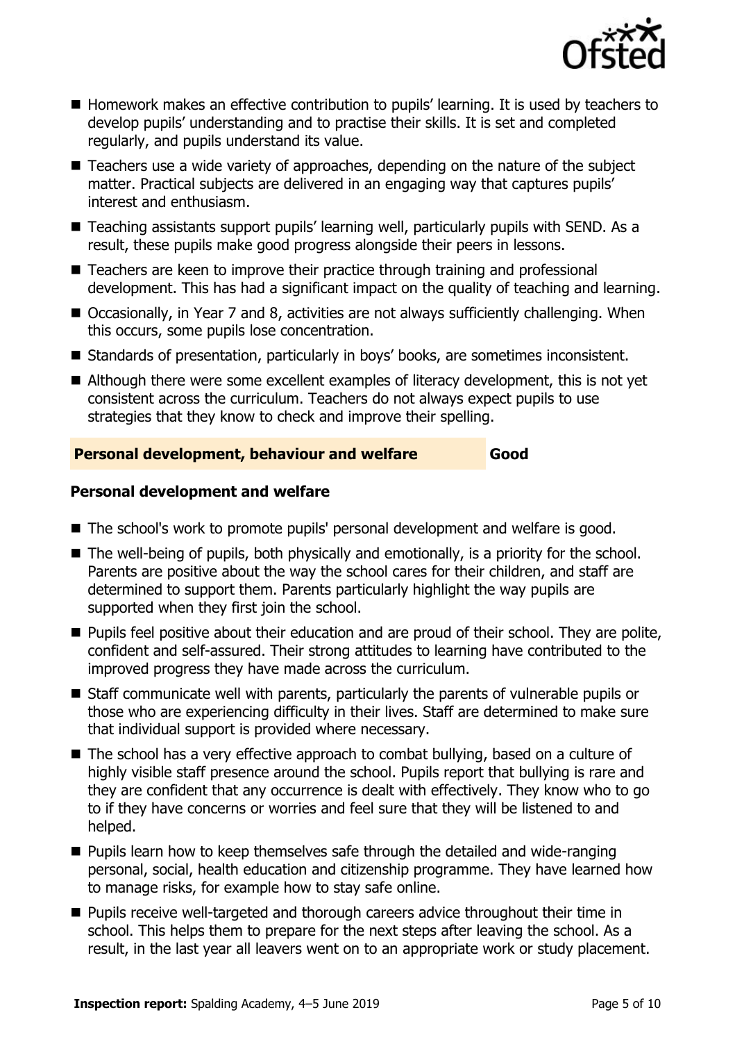- Homework makes an effective contribution to pupils' learning. It is used by teachers to develop pupils' understanding and to practise their skills. It is set and completed regularly, and pupils understand its value.
- Teachers use a wide variety of approaches, depending on the nature of the subject matter. Practical subjects are delivered in an engaging way that captures pupils' interest and enthusiasm.
- Teaching assistants support pupils' learning well, particularly pupils with SEND. As a result, these pupils make good progress alongside their peers in lessons.
- Teachers are keen to improve their practice through training and professional development. This has had a significant impact on the quality of teaching and learning.
- Occasionally, in Year 7 and 8, activities are not always sufficiently challenging. When this occurs, some pupils lose concentration.
- Standards of presentation, particularly in boys' books, are sometimes inconsistent.
- Although there were some excellent examples of literacy development, this is not yet consistent across the curriculum. Teachers do not always expect pupils to use strategies that they know to check and improve their spelling.

| Personal development, behaviour and welfare | Good |
| --- | --- |

### Personal development and welfare

- The school's work to promote pupils' personal development and welfare is good.
- The well-being of pupils, both physically and emotionally, is a priority for the school. Parents are positive about the way the school cares for their children, and staff are determined to support them. Parents particularly highlight the way pupils are supported when they first join the school.
- Pupils feel positive about their education and are proud of their school. They are polite, confident and self-assured. Their strong attitudes to learning have contributed to the improved progress they have made across the curriculum.
- Staff communicate well with parents, particularly the parents of vulnerable pupils or those who are experiencing difficulty in their lives. Staff are determined to make sure that individual support is provided where necessary.
- The school has a very effective approach to combat bullying, based on a culture of highly visible staff presence around the school. Pupils report that bullying is rare and they are confident that any occurrence is dealt with effectively. They know who to go to if they have concerns or worries and feel sure that they will be listened to and helped.
- Pupils learn how to keep themselves safe through the detailed and wide-ranging personal, social, health education and citizenship programme. They have learned how to manage risks, for example how to stay safe online.
- Pupils receive well-targeted and thorough careers advice throughout their time in school. This helps them to prepare for the next steps after leaving the school. As a result, in the last year all leavers went on to an appropriate work or study placement.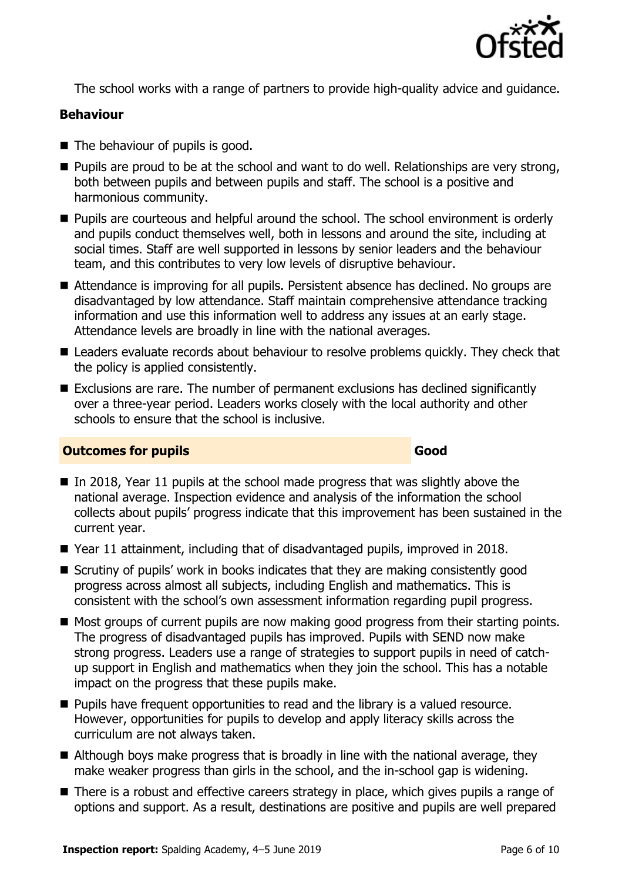The school works with a range of partners to provide high-quality advice and guidance.

### Behaviour

- The behaviour of pupils is good.
- Pupils are proud to be at the school and want to do well. Relationships are very strong, both between pupils and between pupils and staff. The school is a positive and harmonious community.
- Pupils are courteous and helpful around the school. The school environment is orderly and pupils conduct themselves well, both in lessons and around the site, including at social times. Staff are well supported in lessons by senior leaders and the behaviour team, and this contributes to very low levels of disruptive behaviour.
- Attendance is improving for all pupils. Persistent absence has declined. No groups are disadvantaged by low attendance. Staff maintain comprehensive attendance tracking information and use this information well to address any issues at an early stage. Attendance levels are broadly in line with the national averages.
- Leaders evaluate records about behaviour to resolve problems quickly. They check that the policy is applied consistently.
- Exclusions are rare. The number of permanent exclusions has declined significantly over a three-year period. Leaders works closely with the local authority and other schools to ensure that the school is inclusive.

## Outcomes for pupils — Good

- In 2018, Year 11 pupils at the school made progress that was slightly above the national average. Inspection evidence and analysis of the information the school collects about pupils' progress indicate that this improvement has been sustained in the current year.
- Year 11 attainment, including that of disadvantaged pupils, improved in 2018.
- Scrutiny of pupils' work in books indicates that they are making consistently good progress across almost all subjects, including English and mathematics. This is consistent with the school's own assessment information regarding pupil progress.
- Most groups of current pupils are now making good progress from their starting points. The progress of disadvantaged pupils has improved. Pupils with SEND now make strong progress. Leaders use a range of strategies to support pupils in need of catch-up support in English and mathematics when they join the school. This has a notable impact on the progress that these pupils make.
- Pupils have frequent opportunities to read and the library is a valued resource. However, opportunities for pupils to develop and apply literacy skills across the curriculum are not always taken.
- Although boys make progress that is broadly in line with the national average, they make weaker progress than girls in the school, and the in-school gap is widening.
- There is a robust and effective careers strategy in place, which gives pupils a range of options and support. As a result, destinations are positive and pupils are well prepared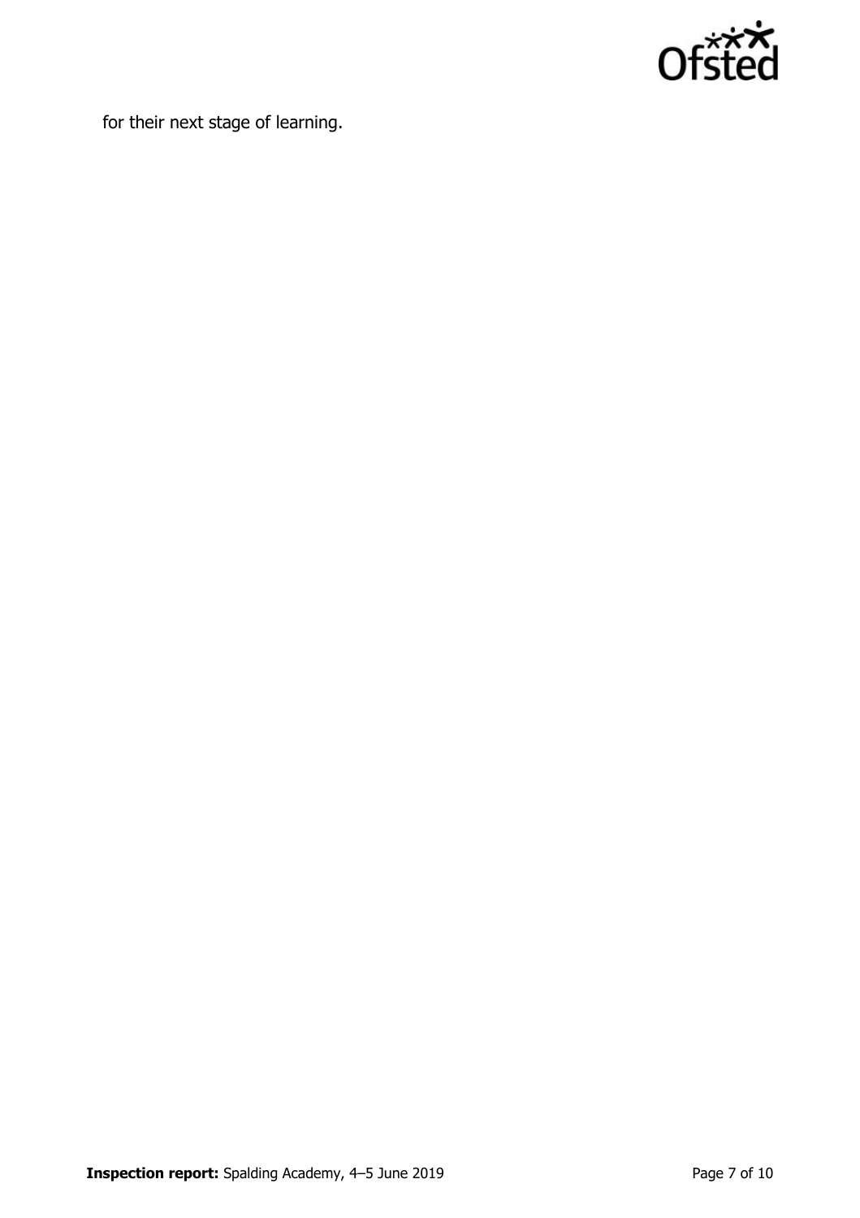for their next stage of learning.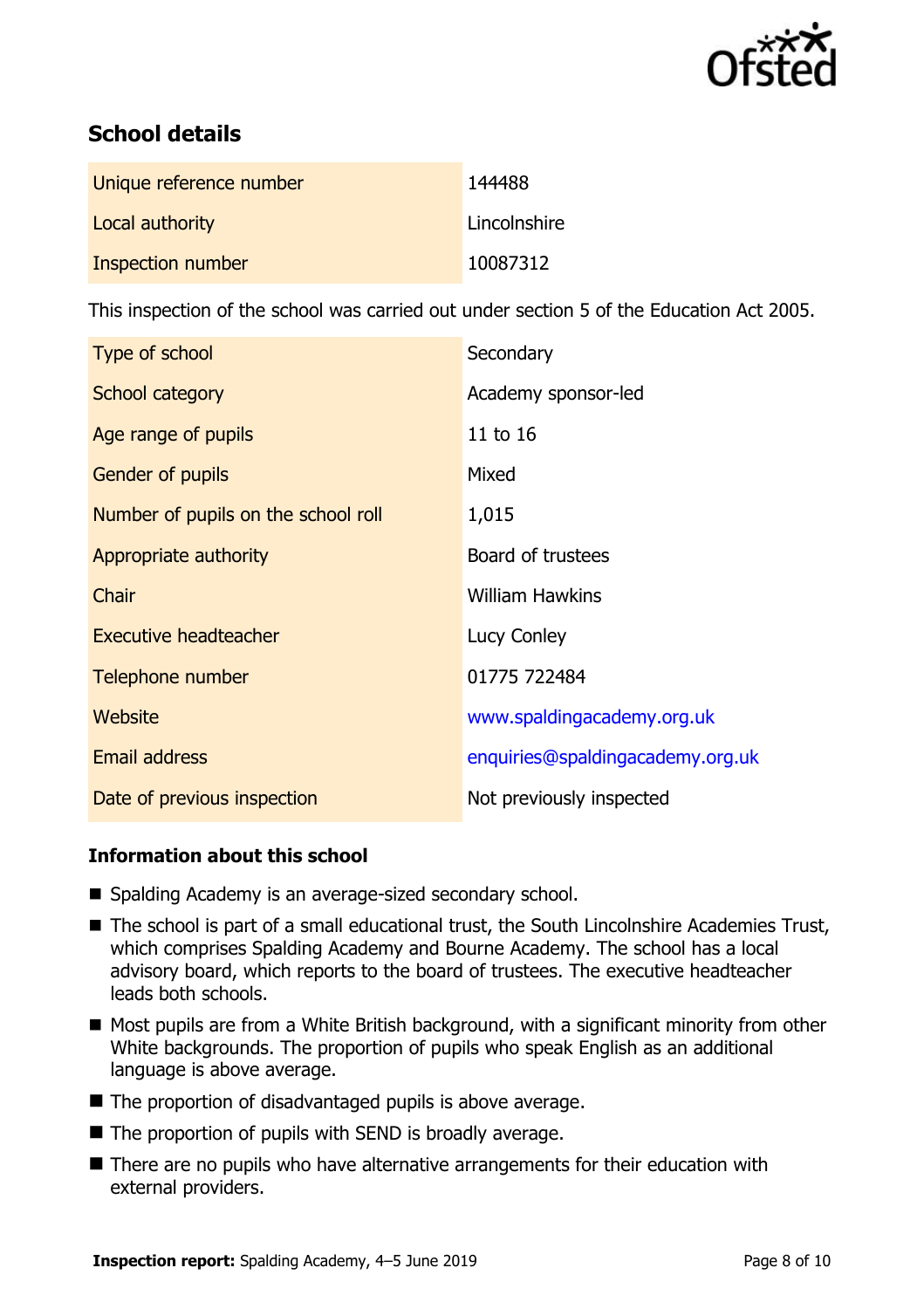## School details

| | |
|---|---|
| Unique reference number | 144488 |
| Local authority | Lincolnshire |
| Inspection number | 10087312 |

This inspection of the school was carried out under section 5 of the Education Act 2005.

| | |
|---|---|
| Type of school | Secondary |
| School category | Academy sponsor-led |
| Age range of pupils | 11 to 16 |
| Gender of pupils | Mixed |
| Number of pupils on the school roll | 1,015 |
| Appropriate authority | Board of trustees |
| Chair | William Hawkins |
| Executive headteacher | Lucy Conley |
| Telephone number | 01775 722484 |
| Website | www.spaldingacademy.org.uk |
| Email address | enquiries@spaldingacademy.org.uk |
| Date of previous inspection | Not previously inspected |

### Information about this school

- Spalding Academy is an average-sized secondary school.
- The school is part of a small educational trust, the South Lincolnshire Academies Trust, which comprises Spalding Academy and Bourne Academy. The school has a local advisory board, which reports to the board of trustees. The executive headteacher leads both schools.
- Most pupils are from a White British background, with a significant minority from other White backgrounds. The proportion of pupils who speak English as an additional language is above average.
- The proportion of disadvantaged pupils is above average.
- The proportion of pupils with SEND is broadly average.
- There are no pupils who have alternative arrangements for their education with external providers.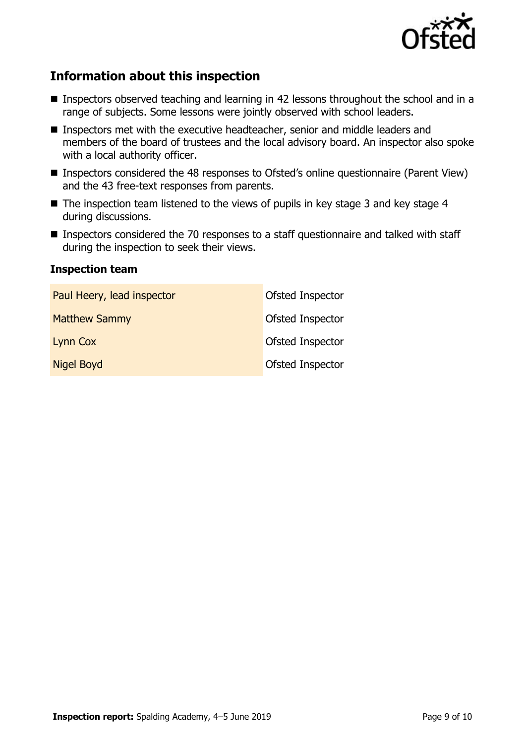## Information about this inspection

- Inspectors observed teaching and learning in 42 lessons throughout the school and in a range of subjects. Some lessons were jointly observed with school leaders.
- Inspectors met with the executive headteacher, senior and middle leaders and members of the board of trustees and the local advisory board. An inspector also spoke with a local authority officer.
- Inspectors considered the 48 responses to Ofsted's online questionnaire (Parent View) and the 43 free-text responses from parents.
- The inspection team listened to the views of pupils in key stage 3 and key stage 4 during discussions.
- Inspectors considered the 70 responses to a staff questionnaire and talked with staff during the inspection to seek their views.

### Inspection team

| | |
|---|---|
| Paul Heery, lead inspector | Ofsted Inspector |
| Matthew Sammy | Ofsted Inspector |
| Lynn Cox | Ofsted Inspector |
| Nigel Boyd | Ofsted Inspector |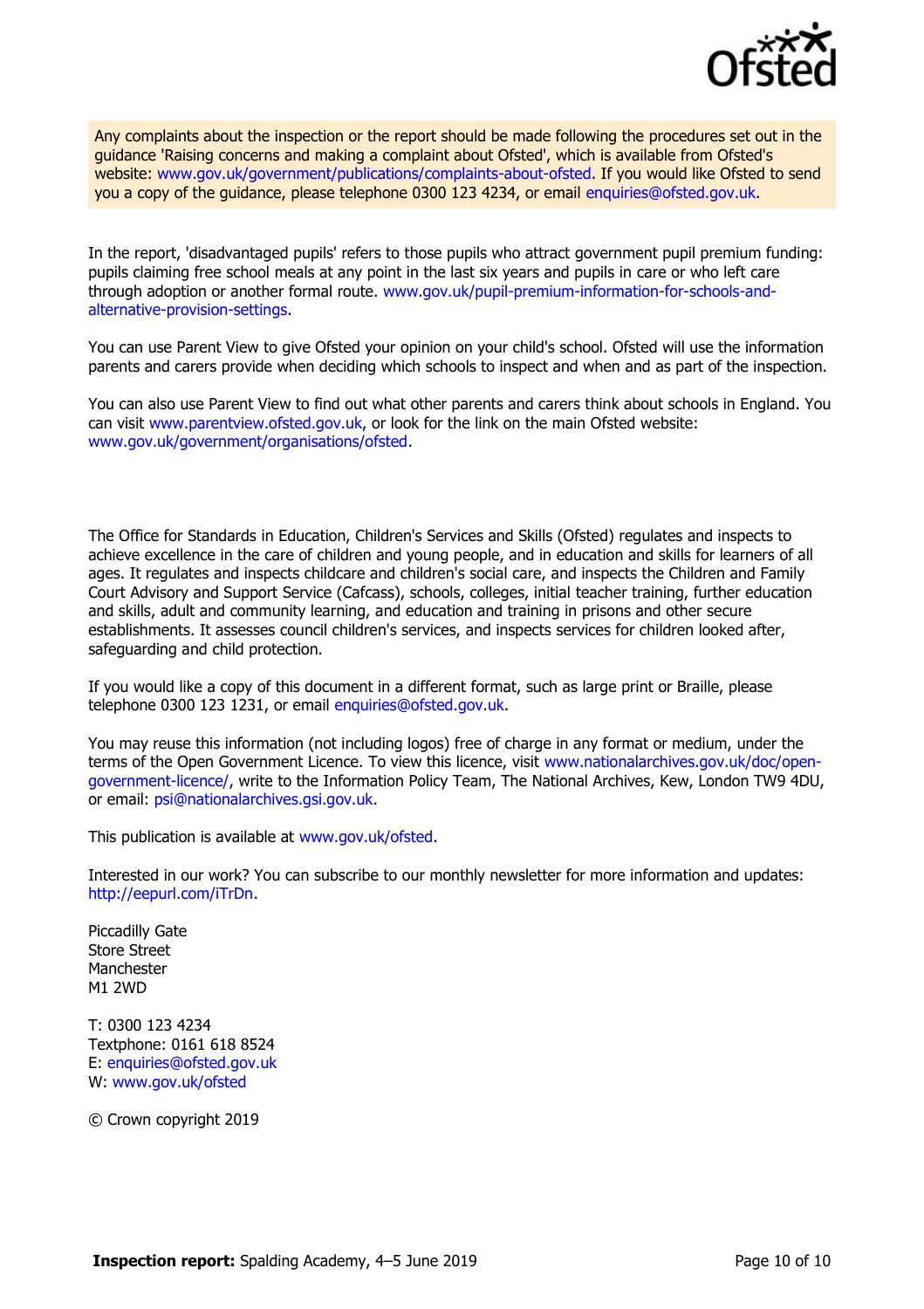Any complaints about the inspection or the report should be made following the procedures set out in the guidance 'Raising concerns and making a complaint about Ofsted', which is available from Ofsted's website: www.gov.uk/government/publications/complaints-about-ofsted. If you would like Ofsted to send you a copy of the guidance, please telephone 0300 123 4234, or email enquiries@ofsted.gov.uk.

In the report, 'disadvantaged pupils' refers to those pupils who attract government pupil premium funding: pupils claiming free school meals at any point in the last six years and pupils in care or who left care through adoption or another formal route. www.gov.uk/pupil-premium-information-for-schools-and-alternative-provision-settings.

You can use Parent View to give Ofsted your opinion on your child's school. Ofsted will use the information parents and carers provide when deciding which schools to inspect and when and as part of the inspection.

You can also use Parent View to find out what other parents and carers think about schools in England. You can visit www.parentview.ofsted.gov.uk, or look for the link on the main Ofsted website: www.gov.uk/government/organisations/ofsted.

The Office for Standards in Education, Children's Services and Skills (Ofsted) regulates and inspects to achieve excellence in the care of children and young people, and in education and skills for learners of all ages. It regulates and inspects childcare and children's social care, and inspects the Children and Family Court Advisory and Support Service (Cafcass), schools, colleges, initial teacher training, further education and skills, adult and community learning, and education and training in prisons and other secure establishments. It assesses council children's services, and inspects services for children looked after, safeguarding and child protection.

If you would like a copy of this document in a different format, such as large print or Braille, please telephone 0300 123 1231, or email enquiries@ofsted.gov.uk.

You may reuse this information (not including logos) free of charge in any format or medium, under the terms of the Open Government Licence. To view this licence, visit www.nationalarchives.gov.uk/doc/open-government-licence/, write to the Information Policy Team, The National Archives, Kew, London TW9 4DU, or email: psi@nationalarchives.gsi.gov.uk.

This publication is available at www.gov.uk/ofsted.

Interested in our work? You can subscribe to our monthly newsletter for more information and updates: http://eepurl.com/iTrDn.

Piccadilly Gate
Store Street
Manchester
M1 2WD

T: 0300 123 4234
Textphone: 0161 618 8524
E: enquiries@ofsted.gov.uk
W: www.gov.uk/ofsted

© Crown copyright 2019